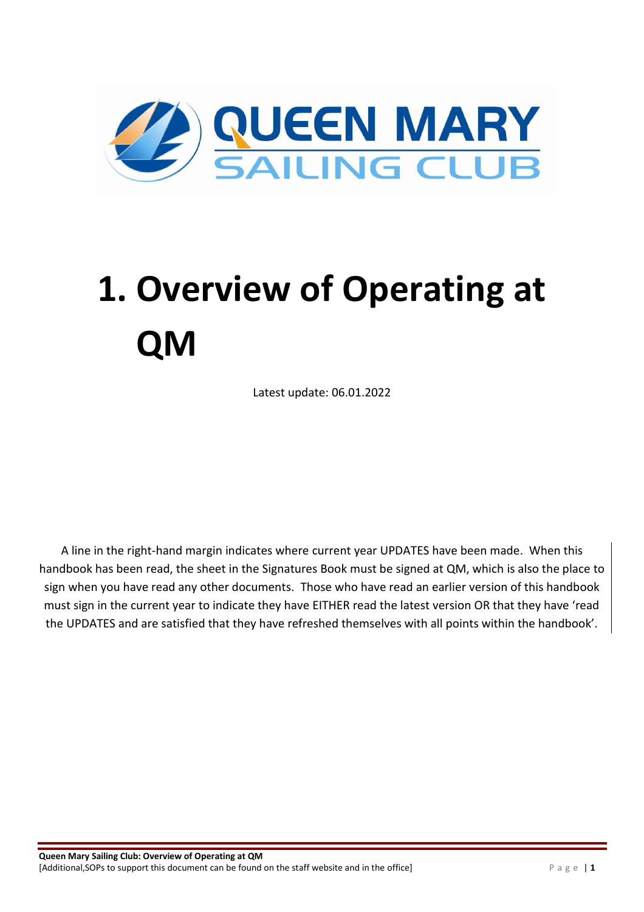# 1. Overview of Operating at QM

Latest update: 06.01.2022

A line in the right-hand margin indicates where current year UPDATES have been made. When this handbook has been read, the sheet in the Signatures Book must be signed at QM, which is also the place to sign when you have read any other documents. Those who have read an earlier version of this handbook must sign in the current year to indicate they have EITHER read the latest version OR that they have 'read the UPDATES and are satisfied that they have refreshed themselves with all points within the handbook'.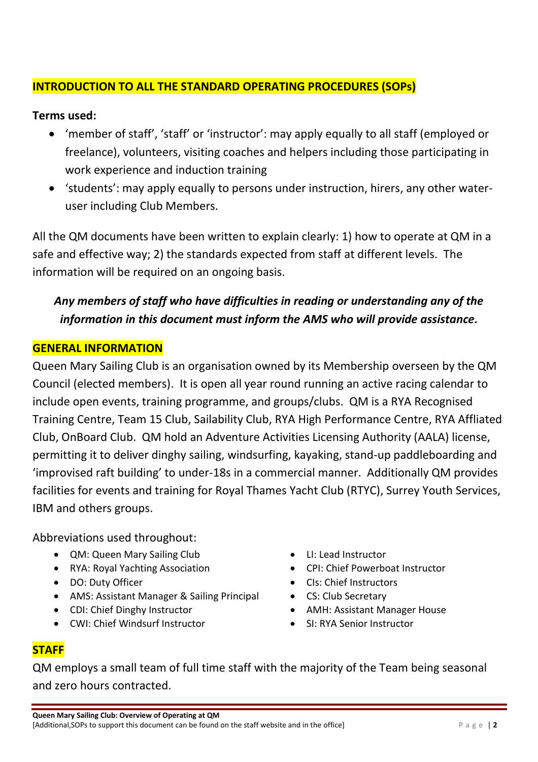## INTRODUCTION TO ALL THE STANDARD OPERATING PROCEDURES (SOPs)

**Terms used:**

- 'member of staff', 'staff' or 'instructor': may apply equally to all staff (employed or freelance), volunteers, visiting coaches and helpers including those participating in work experience and induction training
- 'students': may apply equally to persons under instruction, hirers, any other water-user including Club Members.

All the QM documents have been written to explain clearly: 1) how to operate at QM in a safe and effective way; 2) the standards expected from staff at different levels. The information will be required on an ongoing basis.

***Any members of staff who have difficulties in reading or understanding any of the information in this document must inform the AMS who will provide assistance.***

## GENERAL INFORMATION

Queen Mary Sailing Club is an organisation owned by its Membership overseen by the QM Council (elected members). It is open all year round running an active racing calendar to include open events, training programme, and groups/clubs. QM is a RYA Recognised Training Centre, Team 15 Club, Sailability Club, RYA High Performance Centre, RYA Affliated Club, OnBoard Club. QM hold an Adventure Activities Licensing Authority (AALA) license, permitting it to deliver dinghy sailing, windsurfing, kayaking, stand-up paddleboarding and 'improvised raft building' to under-18s in a commercial manner. Additionally QM provides facilities for events and training for Royal Thames Yacht Club (RTYC), Surrey Youth Services, IBM and others groups.

Abbreviations used throughout:

- QM: Queen Mary Sailing Club
- RYA: Royal Yachting Association
- DO: Duty Officer
- AMS: Assistant Manager & Sailing Principal
- CDI: Chief Dinghy Instructor
- CWI: Chief Windsurf Instructor
- LI: Lead Instructor
- CPI: Chief Powerboat Instructor
- CIs: Chief Instructors
- CS: Club Secretary
- AMH: Assistant Manager House
- SI: RYA Senior Instructor

## STAFF

QM employs a small team of full time staff with the majority of the Team being seasonal and zero hours contracted.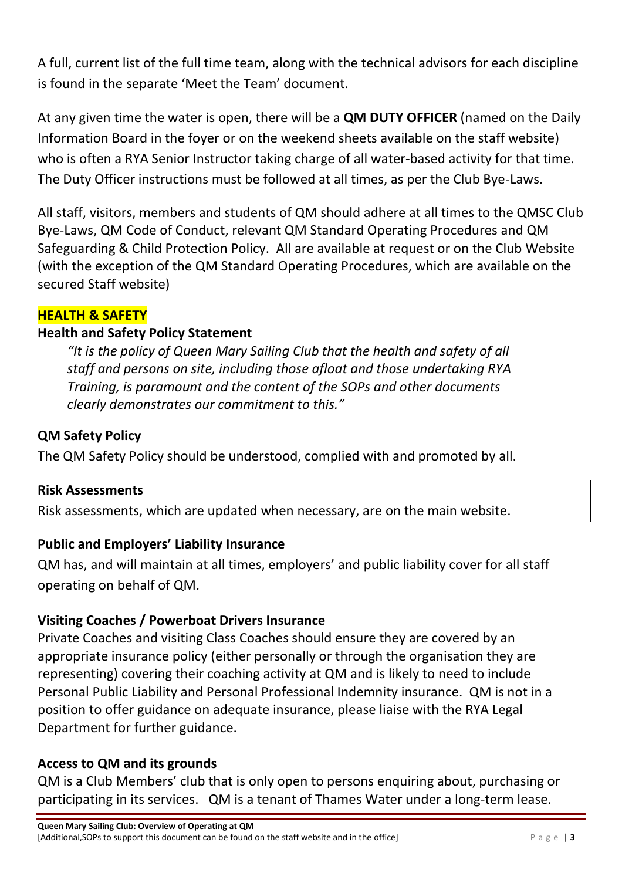A full, current list of the full time team, along with the technical advisors for each discipline is found in the separate 'Meet the Team' document.

At any given time the water is open, there will be a **QM DUTY OFFICER** (named on the Daily Information Board in the foyer or on the weekend sheets available on the staff website) who is often a RYA Senior Instructor taking charge of all water-based activity for that time. The Duty Officer instructions must be followed at all times, as per the Club Bye-Laws.

All staff, visitors, members and students of QM should adhere at all times to the QMSC Club Bye-Laws, QM Code of Conduct, relevant QM Standard Operating Procedures and QM Safeguarding & Child Protection Policy. All are available at request or on the Club Website (with the exception of the QM Standard Operating Procedures, which are available on the secured Staff website)

## HEALTH & SAFETY

### Health and Safety Policy Statement

> *"It is the policy of Queen Mary Sailing Club that the health and safety of all staff and persons on site, including those afloat and those undertaking RYA Training, is paramount and the content of the SOPs and other documents clearly demonstrates our commitment to this."*

### QM Safety Policy

The QM Safety Policy should be understood, complied with and promoted by all.

### Risk Assessments

Risk assessments, which are updated when necessary, are on the main website.

### Public and Employers' Liability Insurance

QM has, and will maintain at all times, employers' and public liability cover for all staff operating on behalf of QM.

### Visiting Coaches / Powerboat Drivers Insurance

Private Coaches and visiting Class Coaches should ensure they are covered by an appropriate insurance policy (either personally or through the organisation they are representing) covering their coaching activity at QM and is likely to need to include Personal Public Liability and Personal Professional Indemnity insurance. QM is not in a position to offer guidance on adequate insurance, please liaise with the RYA Legal Department for further guidance.

### Access to QM and its grounds

QM is a Club Members' club that is only open to persons enquiring about, purchasing or participating in its services. QM is a tenant of Thames Water under a long-term lease.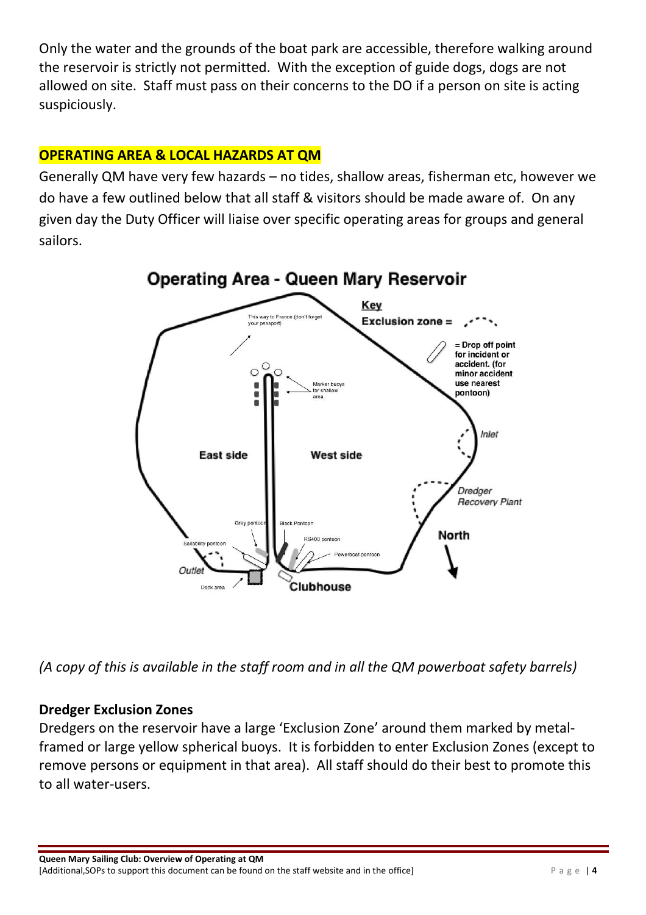Only the water and the grounds of the boat park are accessible, therefore walking around the reservoir is strictly not permitted. With the exception of guide dogs, dogs are not allowed on site. Staff must pass on their concerns to the DO if a person on site is acting suspiciously.

## OPERATING AREA & LOCAL HAZARDS AT QM

Generally QM have very few hazards – no tides, shallow areas, fisherman etc, however we do have a few outlined below that all staff & visitors should be made aware of. On any given day the Duty Officer will liaise over specific operating areas for groups and general sailors.

**Operating Area - Queen Mary Reservoir**

Key
Exclusion zone =
= Drop off point for incident or accident. (for minor accident use nearest pontoon)

This way to France (don't forget your passport)
Marker buoys for shallow area
East side
West side
Inlet
Dredger Recovery Plant
North
Grey pontoon
Black Pontoon
RS400 pontoon
Powerboat pontoon
Sailability pontoon
Outlet
Dock area
Clubhouse

*(A copy of this is available in the staff room and in all the QM powerboat safety barrels)*

### Dredger Exclusion Zones

Dredgers on the reservoir have a large 'Exclusion Zone' around them marked by metal-framed or large yellow spherical buoys. It is forbidden to enter Exclusion Zones (except to remove persons or equipment in that area). All staff should do their best to promote this to all water-users.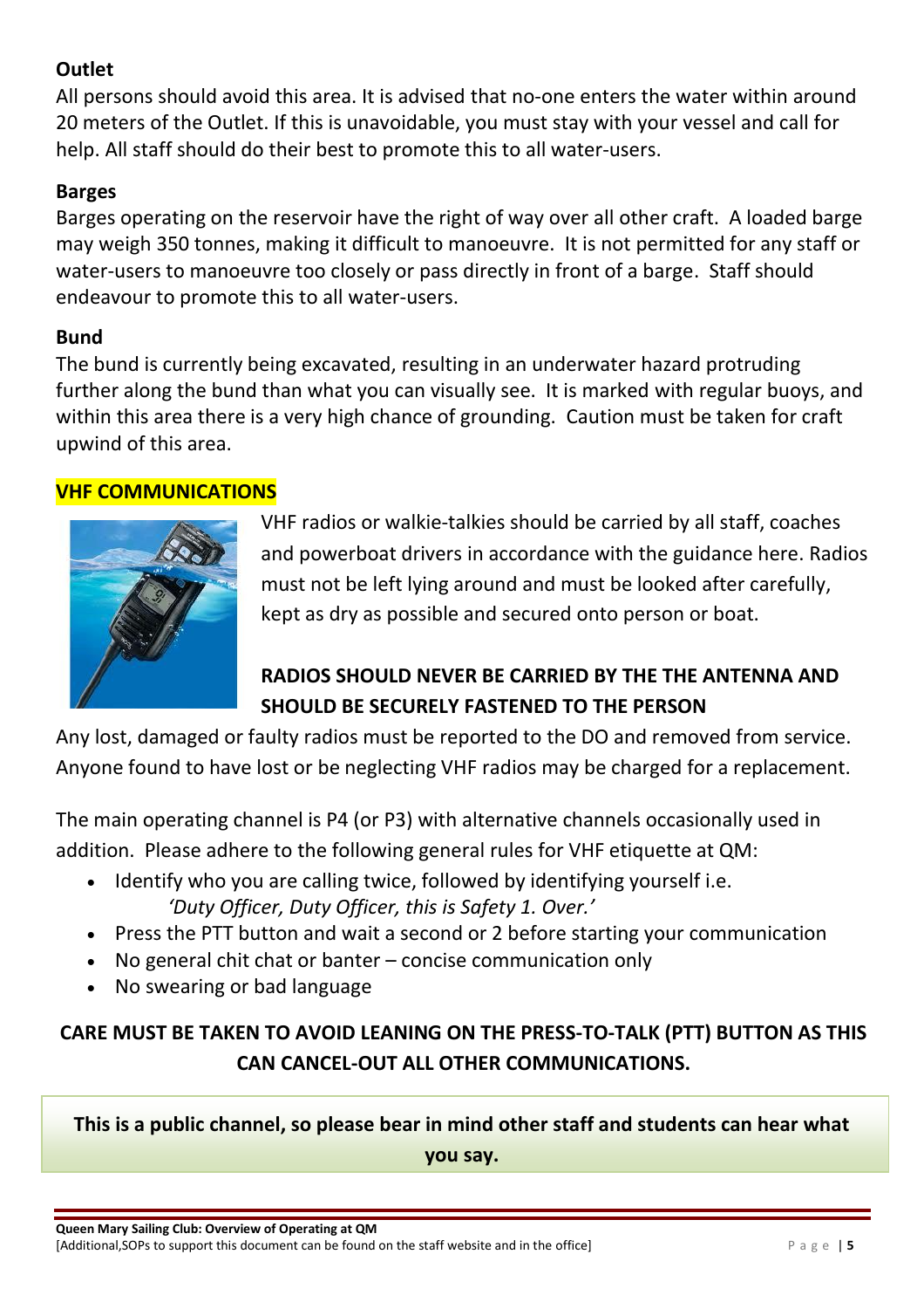### Outlet

All persons should avoid this area. It is advised that no-one enters the water within around 20 meters of the Outlet. If this is unavoidable, you must stay with your vessel and call for help. All staff should do their best to promote this to all water-users.

### Barges

Barges operating on the reservoir have the right of way over all other craft. A loaded barge may weigh 350 tonnes, making it difficult to manoeuvre. It is not permitted for any staff or water-users to manoeuvre too closely or pass directly in front of a barge. Staff should endeavour to promote this to all water-users.

### Bund

The bund is currently being excavated, resulting in an underwater hazard protruding further along the bund than what you can visually see. It is marked with regular buoys, and within this area there is a very high chance of grounding. Caution must be taken for craft upwind of this area.

## VHF COMMUNICATIONS

VHF radios or walkie-talkies should be carried by all staff, coaches and powerboat drivers in accordance with the guidance here. Radios must not be left lying around and must be looked after carefully, kept as dry as possible and secured onto person or boat.

**RADIOS SHOULD NEVER BE CARRIED BY THE THE ANTENNA AND SHOULD BE SECURELY FASTENED TO THE PERSON**

Any lost, damaged or faulty radios must be reported to the DO and removed from service. Anyone found to have lost or be neglecting VHF radios may be charged for a replacement.

The main operating channel is P4 (or P3) with alternative channels occasionally used in addition. Please adhere to the following general rules for VHF etiquette at QM:

- Identify who you are calling twice, followed by identifying yourself i.e.
  *'Duty Officer, Duty Officer, this is Safety 1. Over.'*
- Press the PTT button and wait a second or 2 before starting your communication
- No general chit chat or banter – concise communication only
- No swearing or bad language

**CARE MUST BE TAKEN TO AVOID LEANING ON THE PRESS-TO-TALK (PTT) BUTTON AS THIS CAN CANCEL-OUT ALL OTHER COMMUNICATIONS.**

**This is a public channel, so please bear in mind other staff and students can hear what you say.**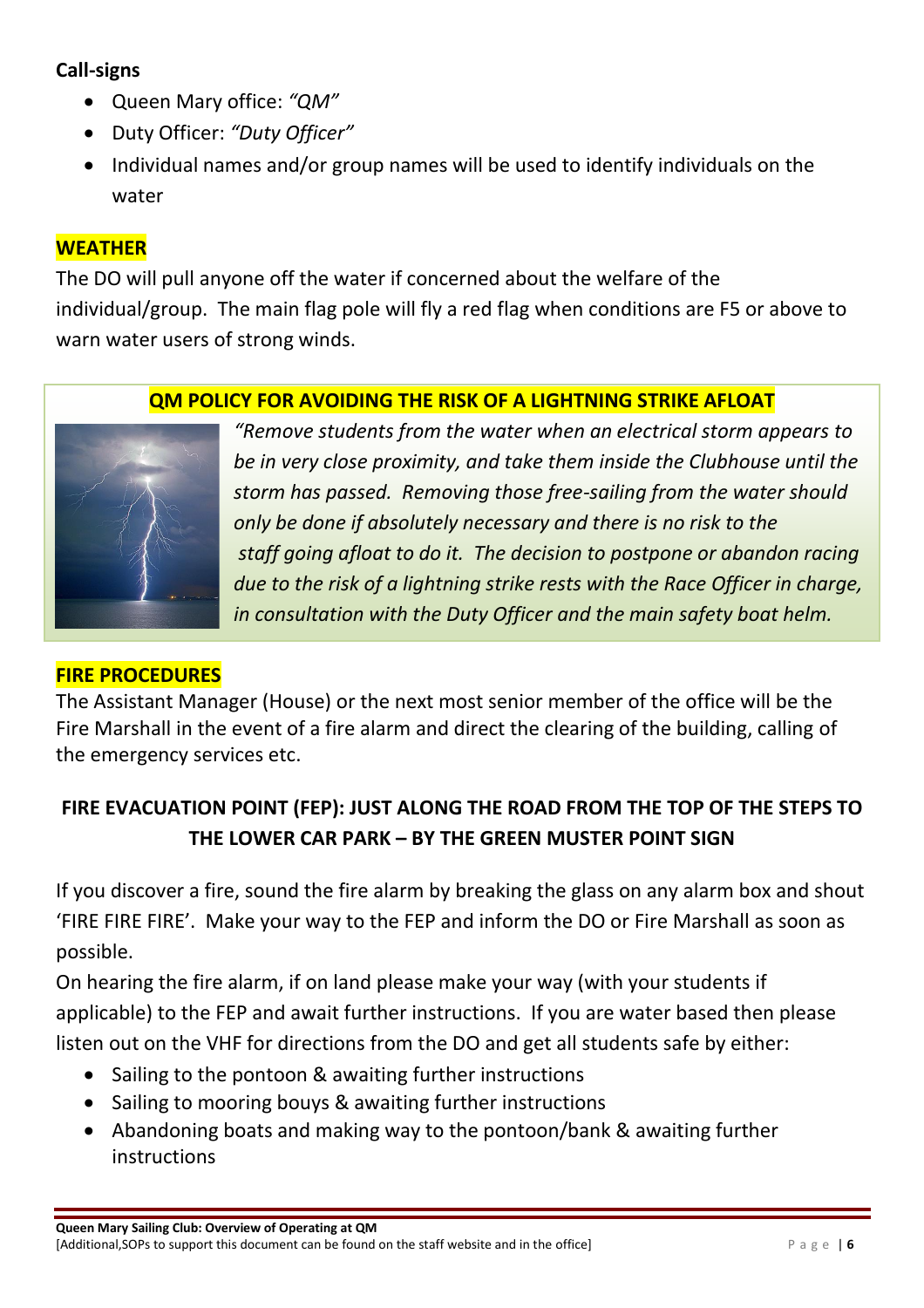**Call-signs**

- Queen Mary office: *"QM"*
- Duty Officer: *"Duty Officer"*
- Individual names and/or group names will be used to identify individuals on the water

## WEATHER

The DO will pull anyone off the water if concerned about the welfare of the individual/group. The main flag pole will fly a red flag when conditions are F5 or above to warn water users of strong winds.

### QM POLICY FOR AVOIDING THE RISK OF A LIGHTNING STRIKE AFLOAT

*"Remove students from the water when an electrical storm appears to be in very close proximity, and take them inside the Clubhouse until the storm has passed. Removing those free-sailing from the water should only be done if absolutely necessary and there is no risk to the staff going afloat to do it. The decision to postpone or abandon racing due to the risk of a lightning strike rests with the Race Officer in charge, in consultation with the Duty Officer and the main safety boat helm.*

## FIRE PROCEDURES

The Assistant Manager (House) or the next most senior member of the office will be the Fire Marshall in the event of a fire alarm and direct the clearing of the building, calling of the emergency services etc.

**FIRE EVACUATION POINT (FEP): JUST ALONG THE ROAD FROM THE TOP OF THE STEPS TO THE LOWER CAR PARK – BY THE GREEN MUSTER POINT SIGN**

If you discover a fire, sound the fire alarm by breaking the glass on any alarm box and shout 'FIRE FIRE FIRE'. Make your way to the FEP and inform the DO or Fire Marshall as soon as possible.

On hearing the fire alarm, if on land please make your way (with your students if applicable) to the FEP and await further instructions. If you are water based then please listen out on the VHF for directions from the DO and get all students safe by either:

- Sailing to the pontoon & awaiting further instructions
- Sailing to mooring bouys & awaiting further instructions
- Abandoning boats and making way to the pontoon/bank & awaiting further instructions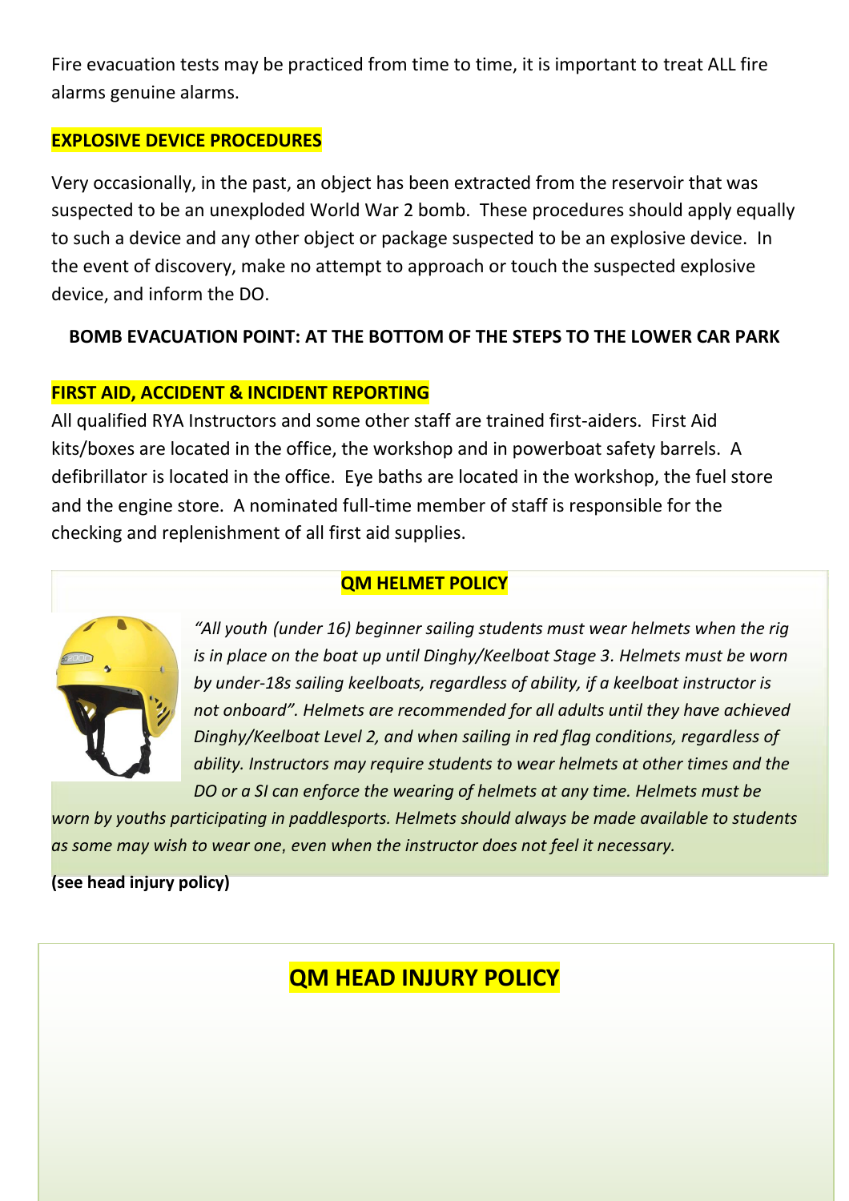Fire evacuation tests may be practiced from time to time, it is important to treat ALL fire alarms genuine alarms.

## EXPLOSIVE DEVICE PROCEDURES

Very occasionally, in the past, an object has been extracted from the reservoir that was suspected to be an unexploded World War 2 bomb. These procedures should apply equally to such a device and any other object or package suspected to be an explosive device. In the event of discovery, make no attempt to approach or touch the suspected explosive device, and inform the DO.

**BOMB EVACUATION POINT: AT THE BOTTOM OF THE STEPS TO THE LOWER CAR PARK**

## FIRST AID, ACCIDENT & INCIDENT REPORTING

All qualified RYA Instructors and some other staff are trained first-aiders. First Aid kits/boxes are located in the office, the workshop and in powerboat safety barrels. A defibrillator is located in the office. Eye baths are located in the workshop, the fuel store and the engine store. A nominated full-time member of staff is responsible for the checking and replenishment of all first aid supplies.

## QM HELMET POLICY

*"All youth (under 16) beginner sailing students must wear helmets when the rig is in place on the boat up until Dinghy/Keelboat Stage 3. Helmets must be worn by under-18s sailing keelboats, regardless of ability, if a keelboat instructor is not onboard". Helmets are recommended for all adults until they have achieved Dinghy/Keelboat Level 2, and when sailing in red flag conditions, regardless of ability. Instructors may require students to wear helmets at other times and the DO or a SI can enforce the wearing of helmets at any time. Helmets must be worn by youths participating in paddlesports. Helmets should always be made available to students as some may wish to wear one, even when the instructor does not feel it necessary.*

**(see head injury policy)**

# QM HEAD INJURY POLICY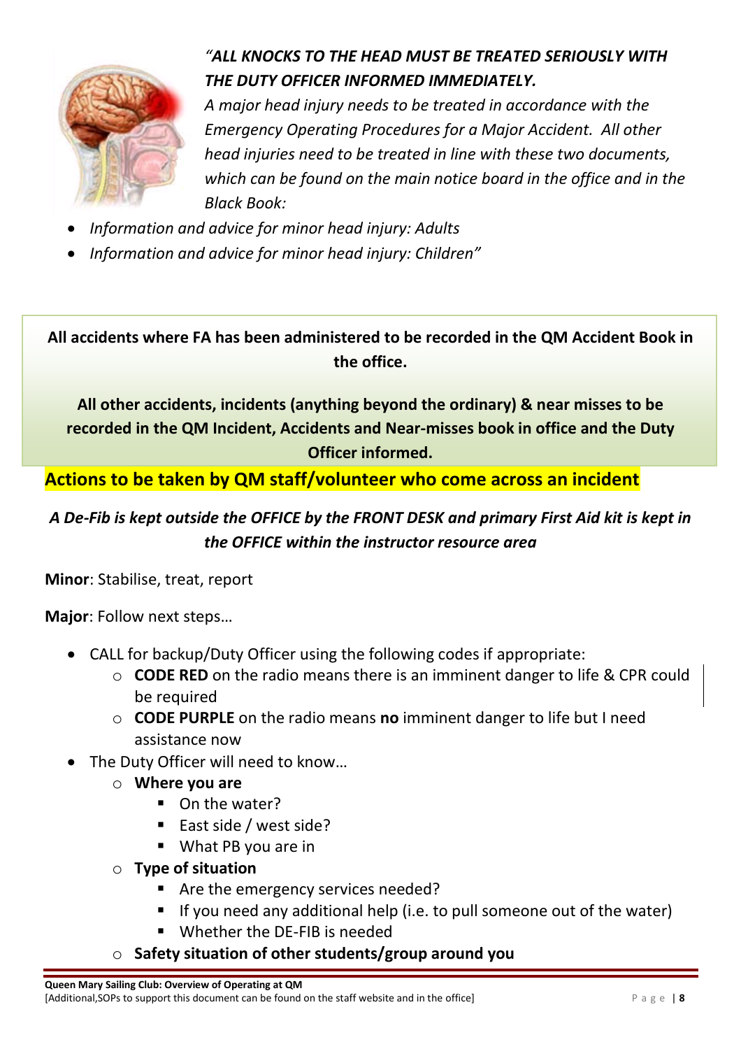*"**ALL KNOCKS TO THE HEAD MUST BE TREATED SERIOUSLY WITH THE DUTY OFFICER INFORMED IMMEDIATELY.***

*A major head injury needs to be treated in accordance with the Emergency Operating Procedures for a Major Accident. All other head injuries need to be treated in line with these two documents, which can be found on the main notice board in the office and in the Black Book:*

- *Information and advice for minor head injury: Adults*
- *Information and advice for minor head injury: Children"*

**All accidents where FA has been administered to be recorded in the QM Accident Book in the office.**

**All other accidents, incidents (anything beyond the ordinary) & near misses to be recorded in the QM Incident, Accidents and Near-misses book in office and the Duty Officer informed.**

## Actions to be taken by QM staff/volunteer who come across an incident

***A De-Fib is kept outside the OFFICE by the FRONT DESK and primary First Aid kit is kept in the OFFICE within the instructor resource area***

**Minor**: Stabilise, treat, report

**Major**: Follow next steps…

- CALL for backup/Duty Officer using the following codes if appropriate:
  - **CODE RED** on the radio means there is an imminent danger to life & CPR could be required
  - **CODE PURPLE** on the radio means **no** imminent danger to life but I need assistance now
- The Duty Officer will need to know…
  - **Where you are**
    - On the water?
    - East side / west side?
    - What PB you are in
  - **Type of situation**
    - Are the emergency services needed?
    - If you need any additional help (i.e. to pull someone out of the water)
    - Whether the DE-FIB is needed
  - **Safety situation of other students/group around you**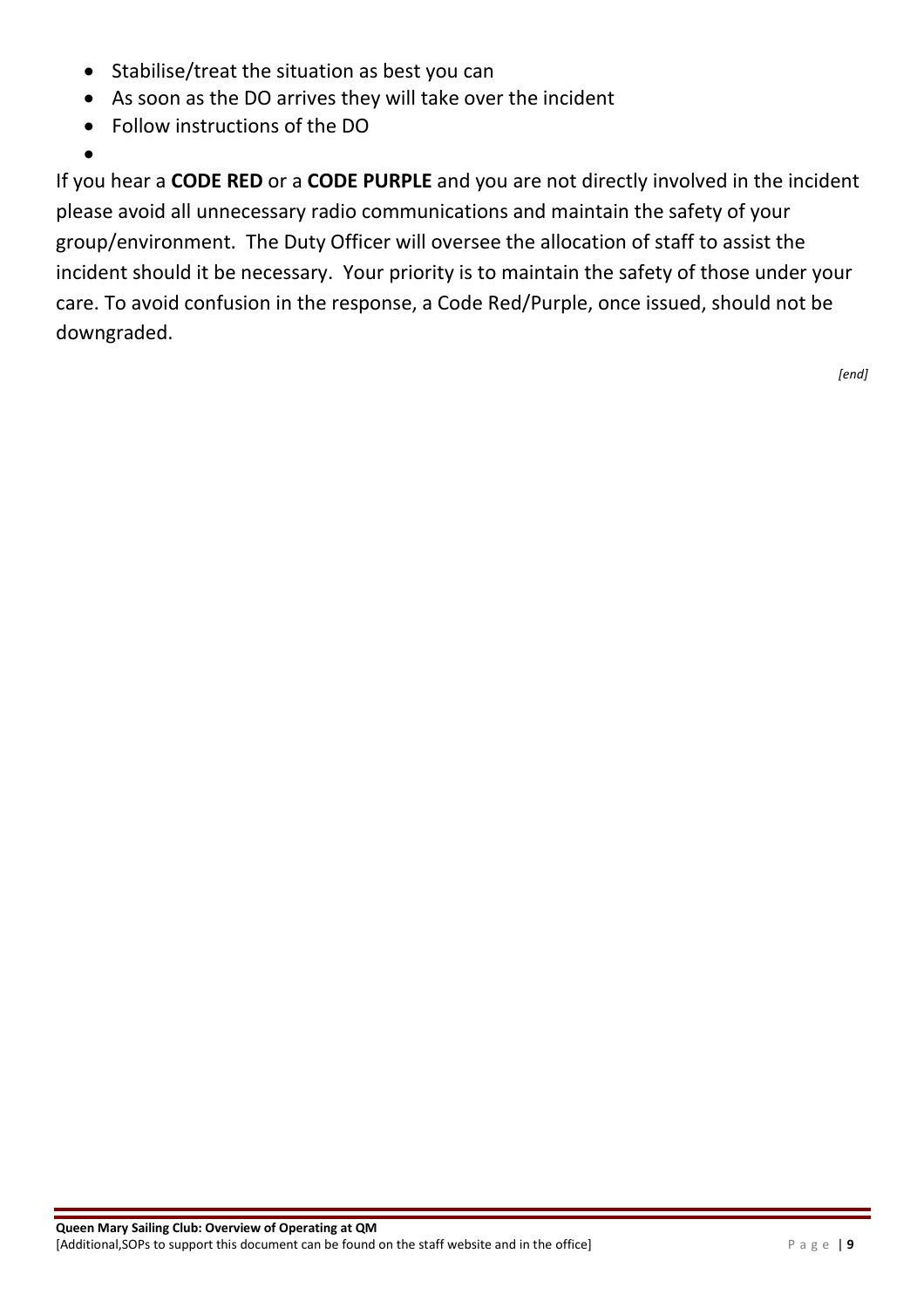- Stabilise/treat the situation as best you can
- As soon as the DO arrives they will take over the incident
- Follow instructions of the DO

If you hear a **CODE RED** or a **CODE PURPLE** and you are not directly involved in the incident please avoid all unnecessary radio communications and maintain the safety of your group/environment. The Duty Officer will oversee the allocation of staff to assist the incident should it be necessary. Your priority is to maintain the safety of those under your care. To avoid confusion in the response, a Code Red/Purple, once issued, should not be downgraded.

*[end]*